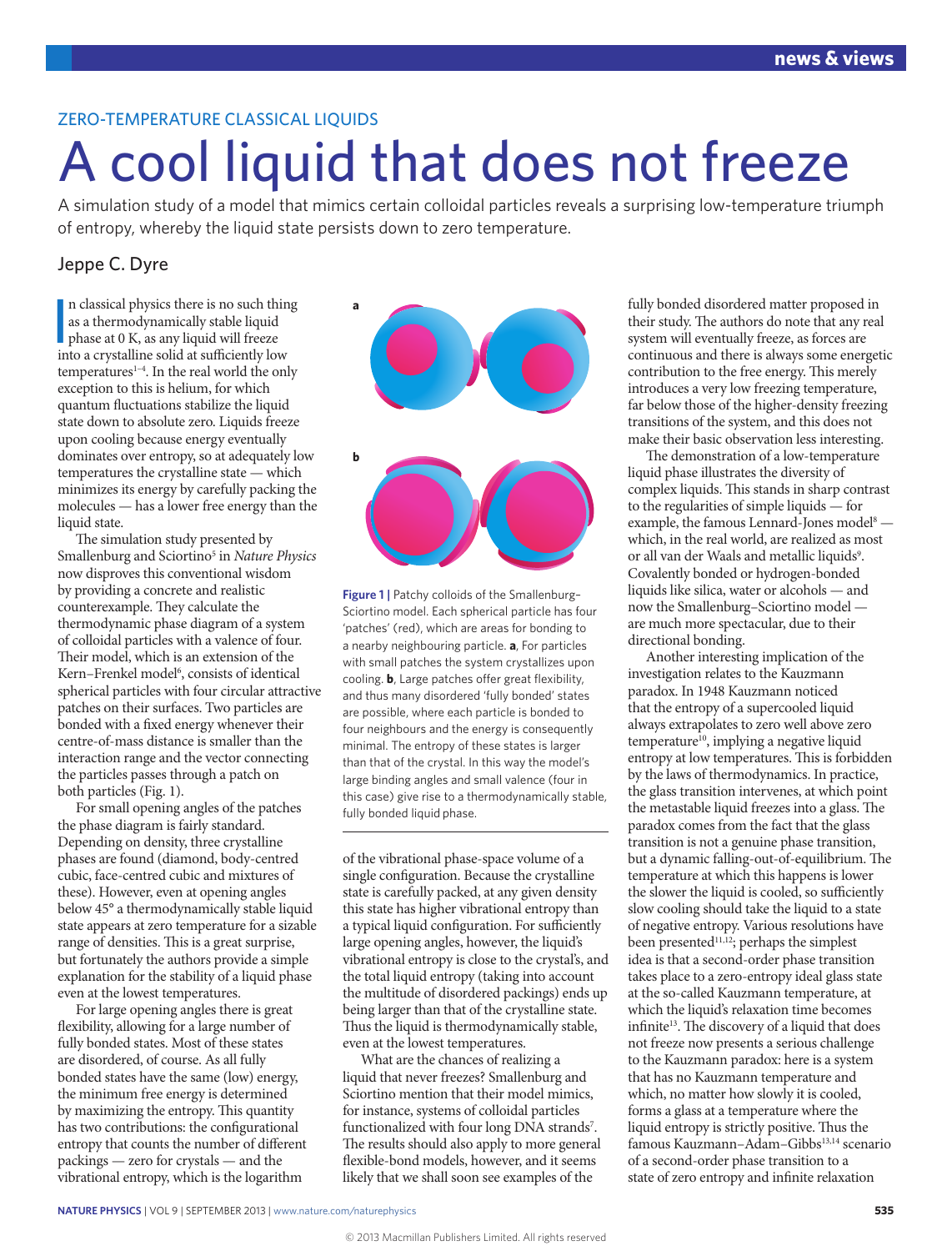ZERO-TEMPERATURE CLASSICAL LIQUIDS

# A cool liquid that does not freeze

A simulation study of a model that mimics certain colloidal particles reveals a surprising low-temperature triumph of entropy, whereby the liquid state persists down to zero temperature.

## Jeppe C. Dyre

In classical physics there is no such thing as a thermodynamically stable liquid phase at 0 K, as any liquid will freeze into a crystalline solid at sufficiently low temperatures[1–4]. In the real world the only exception to this is helium, for which quantum fluctuations stabilize the liquid state down to absolute zero. Liquids freeze upon cooling because energy eventually dominates over entropy, so at adequately low temperatures the crystalline state — which minimizes its energy by carefully packing the molecules — has a lower free energy than the liquid state.

The simulation study presented by Smallenburg and Sciortino[5] in *Nature Physics* now disproves this conventional wisdom by providing a concrete and realistic counterexample. They calculate the thermodynamic phase diagram of a system of colloidal particles with a valence of four. Their model, which is an extension of the Kern–Frenkel model[6], consists of identical spherical particles with four circular attractive patches on their surfaces. Two particles are bonded with a fixed energy whenever their centre-of-mass distance is smaller than the interaction range and the vector connecting the particles passes through a patch on both particles (Fig. 1).

For small opening angles of the patches the phase diagram is fairly standard. Depending on density, three crystalline phases are found (diamond, body-centred cubic, face-centred cubic and mixtures of these). However, even at opening angles below 45° a thermodynamically stable liquid state appears at zero temperature for a sizable range of densities. This is a great surprise, but fortunately the authors provide a simple explanation for the stability of a liquid phase even at the lowest temperatures.

For large opening angles there is great flexibility, allowing for a large number of fully bonded states. Most of these states are disordered, of course. As all fully bonded states have the same (low) energy, the minimum free energy is determined by maximizing the entropy. This quantity has two contributions: the configurational entropy that counts the number of different packings — zero for crystals — and the vibrational entropy, which is the logarithm of the vibrational phase-space volume of a single configuration. Because the crystalline state is carefully packed, at any given density this state has higher vibrational entropy than a typical liquid configuration. For sufficiently large opening angles, however, the liquid's vibrational entropy is close to the crystal's, and the total liquid entropy (taking into account the multitude of disordered packings) ends up being larger than that of the crystalline state. Thus the liquid is thermodynamically stable, even at the lowest temperatures.

**Figure 1 |** Patchy colloids of the Smallenburg–Sciortino model. Each spherical particle has four 'patches' (red), which are areas for bonding to a nearby neighbouring particle. **a**, For particles with small patches the system crystallizes upon cooling. **b**, Large patches offer great flexibility, and thus many disordered 'fully bonded' states are possible, where each particle is bonded to four neighbours and the energy is consequently minimal. The entropy of these states is larger than that of the crystal. In this way the model's large binding angles and small valence (four in this case) give rise to a thermodynamically stable, fully bonded liquid phase.

What are the chances of realizing a liquid that never freezes? Smallenburg and Sciortino mention that their model mimics, for instance, systems of colloidal particles functionalized with four long DNA strands[7]. The results should also apply to more general flexible-bond models, however, and it seems likely that we shall soon see examples of the fully bonded disordered matter proposed in their study. The authors do note that any real system will eventually freeze, as forces are continuous and there is always some energetic contribution to the free energy. This merely introduces a very low freezing temperature, far below those of the higher-density freezing transitions of the system, and this does not make their basic observation less interesting.

The demonstration of a low-temperature liquid phase illustrates the diversity of complex liquids. This stands in sharp contrast to the regularities of simple liquids — for example, the famous Lennard-Jones model[8] — which, in the real world, are realized as most or all van der Waals and metallic liquids[9]. Covalently bonded or hydrogen-bonded liquids like silica, water or alcohols — and now the Smallenburg–Sciortino model — are much more spectacular, due to their directional bonding.

Another interesting implication of the investigation relates to the Kauzmann paradox. In 1948 Kauzmann noticed that the entropy of a supercooled liquid always extrapolates to zero well above zero temperature[10], implying a negative liquid entropy at low temperatures. This is forbidden by the laws of thermodynamics. In practice, the glass transition intervenes, at which point the metastable liquid freezes into a glass. The paradox comes from the fact that the glass transition is not a genuine phase transition, but a dynamic falling-out-of-equilibrium. The temperature at which this happens is lower the slower the liquid is cooled, so sufficiently slow cooling should take the liquid to a state of negative entropy. Various resolutions have been presented[11,12]; perhaps the simplest idea is that a second-order phase transition takes place to a zero-entropy ideal glass state at the so-called Kauzmann temperature, at which the liquid's relaxation time becomes infinite[13]. The discovery of a liquid that does not freeze now presents a serious challenge to the Kauzmann paradox: here is a system that has no Kauzmann temperature and which, no matter how slowly it is cooled, forms a glass at a temperature where the liquid entropy is strictly positive. Thus the famous Kauzmann–Adam–Gibbs[13,14] scenario of a second-order phase transition to a state of zero entropy and infinite relaxation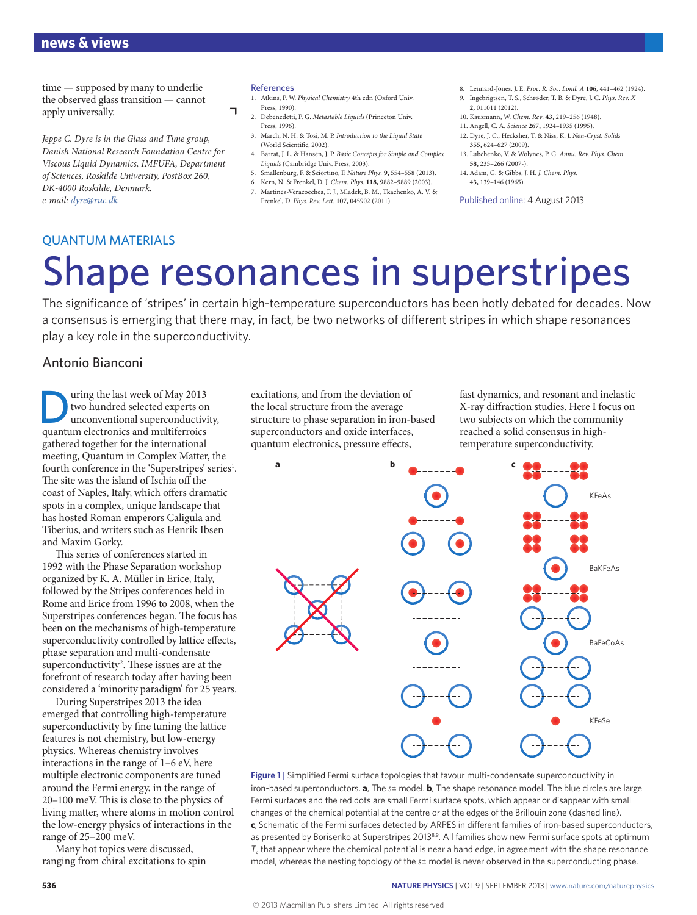time — supposed by many to underlie the observed glass transition — cannot apply universally. ❐

*Jeppe C. Dyre is in the Glass and Time group, Danish National Research Foundation Centre for Viscous Liquid Dynamics, IMFUFA, Department of Sciences, Roskilde University, PostBox 260, DK-4000 Roskilde, Denmark.*
*e-mail: dyre@ruc.dk*

## References

1. Atkins, P. W. *Physical Chemistry* 4th edn (Oxford Univ. Press, 1990).
2. Debenedetti, P. G. *Metastable Liquids* (Princeton Univ. Press, 1996).
3. March, N. H. & Tosi, M. P. *Introduction to the Liquid State* (World Scientific, 2002).
4. Barrat, J. L. & Hansen, J. P. *Basic Concepts for Simple and Complex Liquids* (Cambridge Univ. Press, 2003).
5. Smallenburg, F. & Sciortino, F. *Nature Phys.* **9**, 554–558 (2013).
6. Kern, N. & Frenkel, D. *J. Chem. Phys.* **118**, 9882–9889 (2003).
7. Martinez-Veracoechea, F. J., Mladek, B. M., Tkachenko, A. V. & Frenkel, D. *Phys. Rev. Lett.* **107**, 045902 (2011).
8. Lennard-Jones, J. E. *Proc. R. Soc. Lond. A* **106**, 441–462 (1924).
9. Ingebrigtsen, T. S., Schrøder, T. B. & Dyre, J. C. *Phys. Rev. X* **2**, 011011 (2012).
10. Kauzmann, W. *Chem. Rev.* **43**, 219–256 (1948).
11. Angell, C. A. *Science* **267**, 1924–1935 (1995).
12. Dyre, J. C., Hecksher, T. & Niss, K. J. *Non-Cryst. Solids* **355**, 624–627 (2009).
13. Lubchenko, V. & Wolynes, P. G. *Annu. Rev. Phys. Chem.* **58**, 235–266 (2007-).
14. Adam, G. & Gibbs, J. H. *J. Chem. Phys.* **43**, 139–146 (1965).

Published online: 4 August 2013

QUANTUM MATERIALS

# Shape resonances in superstripes

The significance of 'stripes' in certain high-temperature superconductors has been hotly debated for decades. Now a consensus is emerging that there may, in fact, be two networks of different stripes in which shape resonances play a key role in the superconductivity.

## Antonio Bianconi

During the last week of May 2013 two hundred selected experts on unconventional superconductivity, quantum electronics and multiferroics gathered together for the international meeting, Quantum in Complex Matter, the fourth conference in the 'Superstripes' series[1]. The site was the island of Ischia off the coast of Naples, Italy, which offers dramatic spots in a complex, unique landscape that has hosted Roman emperors Caligula and Tiberius, and writers such as Henrik Ibsen and Maxim Gorky.

This series of conferences started in 1992 with the Phase Separation workshop organized by K. A. Müller in Erice, Italy, followed by the Stripes conferences held in Rome and Erice from 1996 to 2008, when the Superstripes conferences began. The focus has been on the mechanisms of high-temperature superconductivity controlled by lattice effects, phase separation and multi-condensate superconductivity[2]. These issues are at the forefront of research today after having been considered a 'minority paradigm' for 25 years.

During Superstripes 2013 the idea emerged that controlling high-temperature superconductivity by fine tuning the lattice features is not chemistry, but low-energy physics. Whereas chemistry involves interactions in the range of 1–6 eV, here multiple electronic components are tuned around the Fermi energy, in the range of 20–100 meV. This is close to the physics of living matter, where atoms in motion control the low-energy physics of interactions in the range of 25–200 meV.

Many hot topics were discussed, ranging from chiral excitations to spin excitations, and from the deviation of the local structure from the average structure to phase separation in iron-based superconductors and oxide interfaces, quantum electronics, pressure effects, fast dynamics, and resonant and inelastic X-ray diffraction studies. Here I focus on two subjects on which the community reached a solid consensus in high-temperature superconductivity.

a
b
c
KFeAs
BaKFeAs
BaFeCoAs
KFeSe

**Figure 1 |** Simplified Fermi surface topologies that favour multi-condensate superconductivity in iron-based superconductors. **a**, The $s\pm$ model. **b**, The shape resonance model. The blue circles are large Fermi surfaces and the red dots are small Fermi surface spots, which appear or disappear with small changes of the chemical potential at the centre or at the edges of the Brillouin zone (dashed line). **c**, Schematic of the Fermi surfaces detected by ARPES in different families of iron-based superconductors, as presented by Borisenko at Superstripes 2013[8,9]. All families show new Fermi surface spots at optimum $T_c$ that appear where the chemical potential is near a band edge, in agreement with the shape resonance model, whereas the nesting topology of the $s\pm$ model is never observed in the superconducting phase.